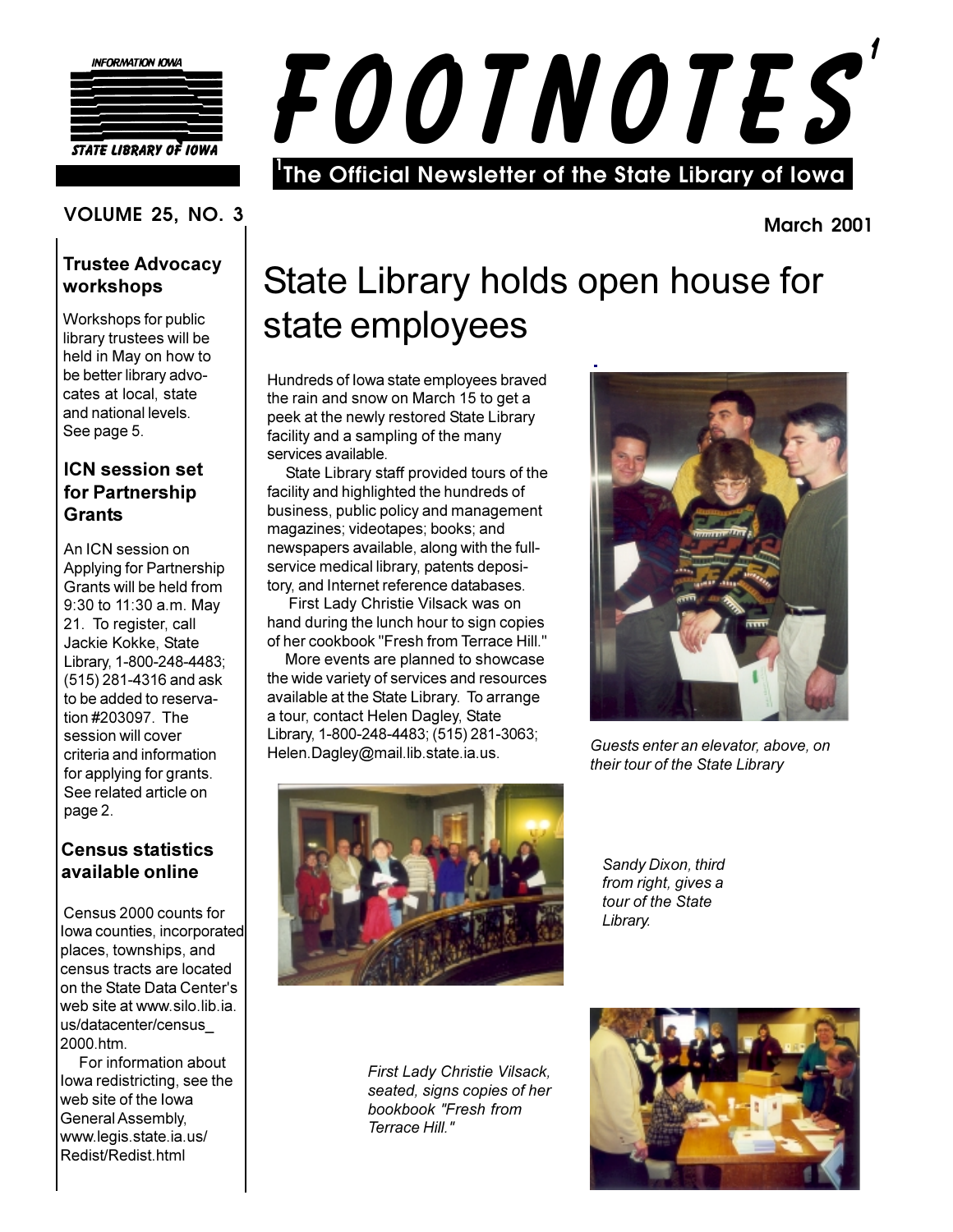INFORMATION IOWA

STATE LIBRARY OF IOWA

# FOOTNOTES[1]

[1]The Official Newsletter of the State Library of Iowa

VOLUME 25, NO. 3

March 2001

# State Library holds open house for state employees

Hundreds of Iowa state employees braved the rain and snow on March 15 to get a peek at the newly restored State Library facility and a sampling of the many services available.

State Library staff provided tours of the facility and highlighted the hundreds of business, public policy and management magazines; videotapes; books; and newspapers available, along with the full-service medical library, patents depository, and Internet reference databases.

First Lady Christie Vilsack was on hand during the lunch hour to sign copies of her cookbook "Fresh from Terrace Hill."

More events are planned to showcase the wide variety of services and resources available at the State Library. To arrange a tour, contact Helen Dagley, State Library, 1-800-248-4483; (515) 281-3063; Helen.Dagley@mail.lib.state.ia.us.

*Guests enter an elevator, above, on their tour of the State Library*

*Sandy Dixon, third from right, gives a tour of the State Library.*

*First Lady Christie Vilsack, seated, signs copies of her bookbook "Fresh from Terrace Hill."*

### Trustee Advocacy workshops

Workshops for public library trustees will be held in May on how to be better library advocates at local, state and national levels. See page 5.

### ICN session set for Partnership Grants

An ICN session on Applying for Partnership Grants will be held from 9:30 to 11:30 a.m. May 21. To register, call Jackie Kokke, State Library, 1-800-248-4483; (515) 281-4316 and ask to be added to reservation #203097. The session will cover criteria and information for applying for grants. See related article on page 2.

### Census statistics available online

Census 2000 counts for Iowa counties, incorporated places, townships, and census tracts are located on the State Data Center's web site at www.silo.lib.ia.us/datacenter/census_2000.htm.

For information about Iowa redistricting, see the web site of the Iowa General Assembly, www.legis.state.ia.us/Redist/Redist.html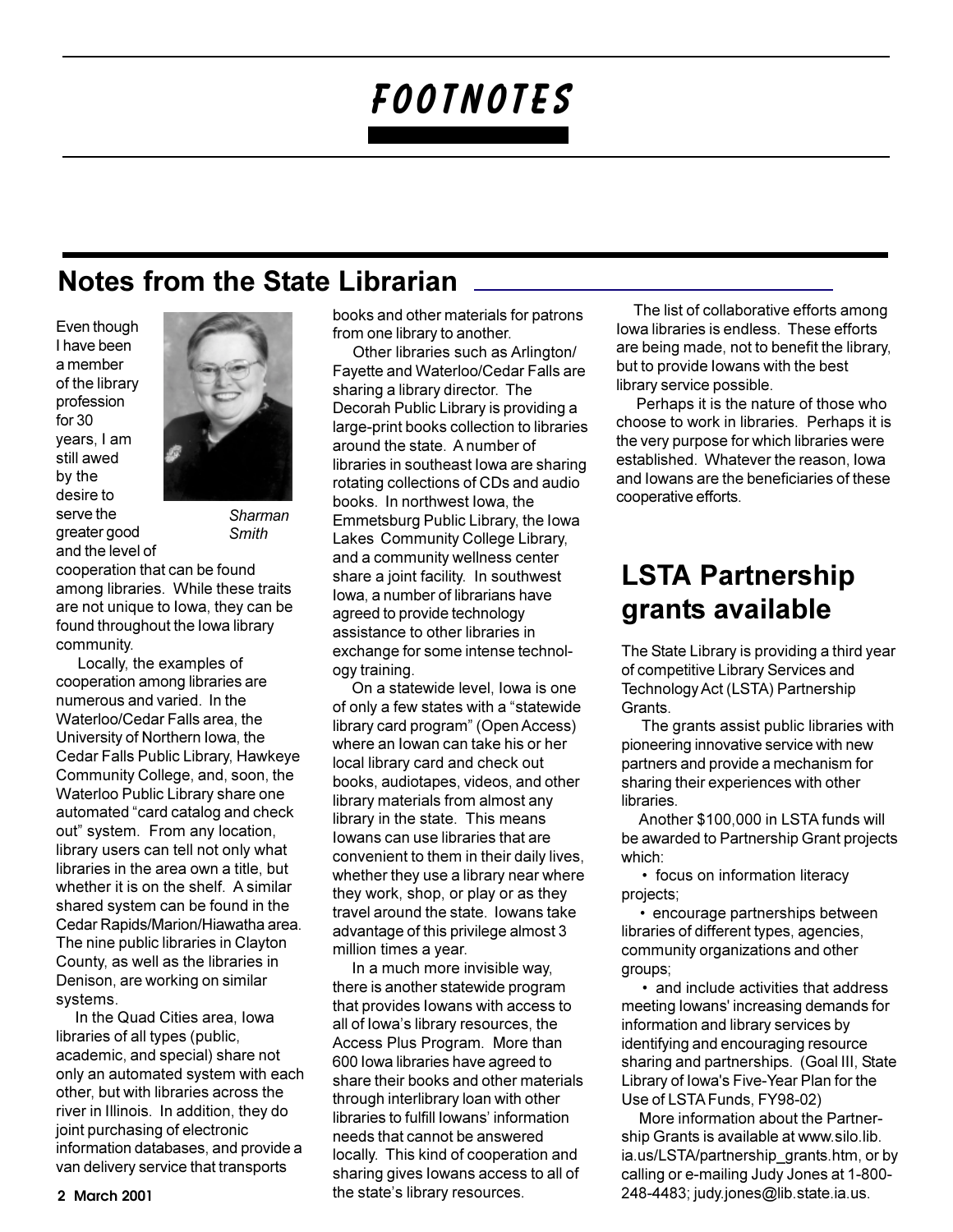# FOOTNOTES

## Notes from the State Librarian

*Sharman Smith*

Even though I have been a member of the library profession for 30 years, I am still awed by the desire to serve the greater good and the level of cooperation that can be found among libraries. While these traits are not unique to Iowa, they can be found throughout the Iowa library community.

Locally, the examples of cooperation among libraries are numerous and varied. In the Waterloo/Cedar Falls area, the University of Northern Iowa, the Cedar Falls Public Library, Hawkeye Community College, and, soon, the Waterloo Public Library share one automated "card catalog and check out" system. From any location, library users can tell not only what libraries in the area own a title, but whether it is on the shelf. A similar shared system can be found in the Cedar Rapids/Marion/Hiawatha area. The nine public libraries in Clayton County, as well as the libraries in Denison, are working on similar systems.

In the Quad Cities area, Iowa libraries of all types (public, academic, and special) share not only an automated system with each other, but with libraries across the river in Illinois. In addition, they do joint purchasing of electronic information databases, and provide a van delivery service that transports books and other materials for patrons from one library to another.

Other libraries such as Arlington/Fayette and Waterloo/Cedar Falls are sharing a library director. The Decorah Public Library is providing a large-print books collection to libraries around the state. A number of libraries in southeast Iowa are sharing rotating collections of CDs and audio books. In northwest Iowa, the Emmetsburg Public Library, the Iowa Lakes Community College Library, and a community wellness center share a joint facility. In southwest Iowa, a number of librarians have agreed to provide technology assistance to other libraries in exchange for some intense technology training.

On a statewide level, Iowa is one of only a few states with a "statewide library card program" (Open Access) where an Iowan can take his or her local library card and check out books, audiotapes, videos, and other library materials from almost any library in the state. This means Iowans can use libraries that are convenient to them in their daily lives, whether they use a library near where they work, shop, or play or as they travel around the state. Iowans take advantage of this privilege almost 3 million times a year.

In a much more invisible way, there is another statewide program that provides Iowans with access to all of Iowa's library resources, the Access Plus Program. More than 600 Iowa libraries have agreed to share their books and other materials through interlibrary loan with other libraries to fulfill Iowans' information needs that cannot be answered locally. This kind of cooperation and sharing gives Iowans access to all of the state's library resources.

The list of collaborative efforts among Iowa libraries is endless. These efforts are being made, not to benefit the library, but to provide Iowans with the best library service possible.

Perhaps it is the nature of those who choose to work in libraries. Perhaps it is the very purpose for which libraries were established. Whatever the reason, Iowa and Iowans are the beneficiaries of these cooperative efforts.

## LSTA Partnership grants available

The State Library is providing a third year of competitive Library Services and Technology Act (LSTA) Partnership Grants.

The grants assist public libraries with pioneering innovative service with new partners and provide a mechanism for sharing their experiences with other libraries.

Another $100,000 in LSTA funds will be awarded to Partnership Grant projects which:

- focus on information literacy projects;
- encourage partnerships between libraries of different types, agencies, community organizations and other groups;
- and include activities that address meeting Iowans' increasing demands for information and library services by identifying and encouraging resource sharing and partnerships. (Goal III, State Library of Iowa's Five-Year Plan for the Use of LSTA Funds, FY98-02)

More information about the Partnership Grants is available at www.silo.lib.ia.us/LSTA/partnership_grants.htm, or by calling or e-mailing Judy Jones at 1-800-248-4483; judy.jones@lib.state.ia.us.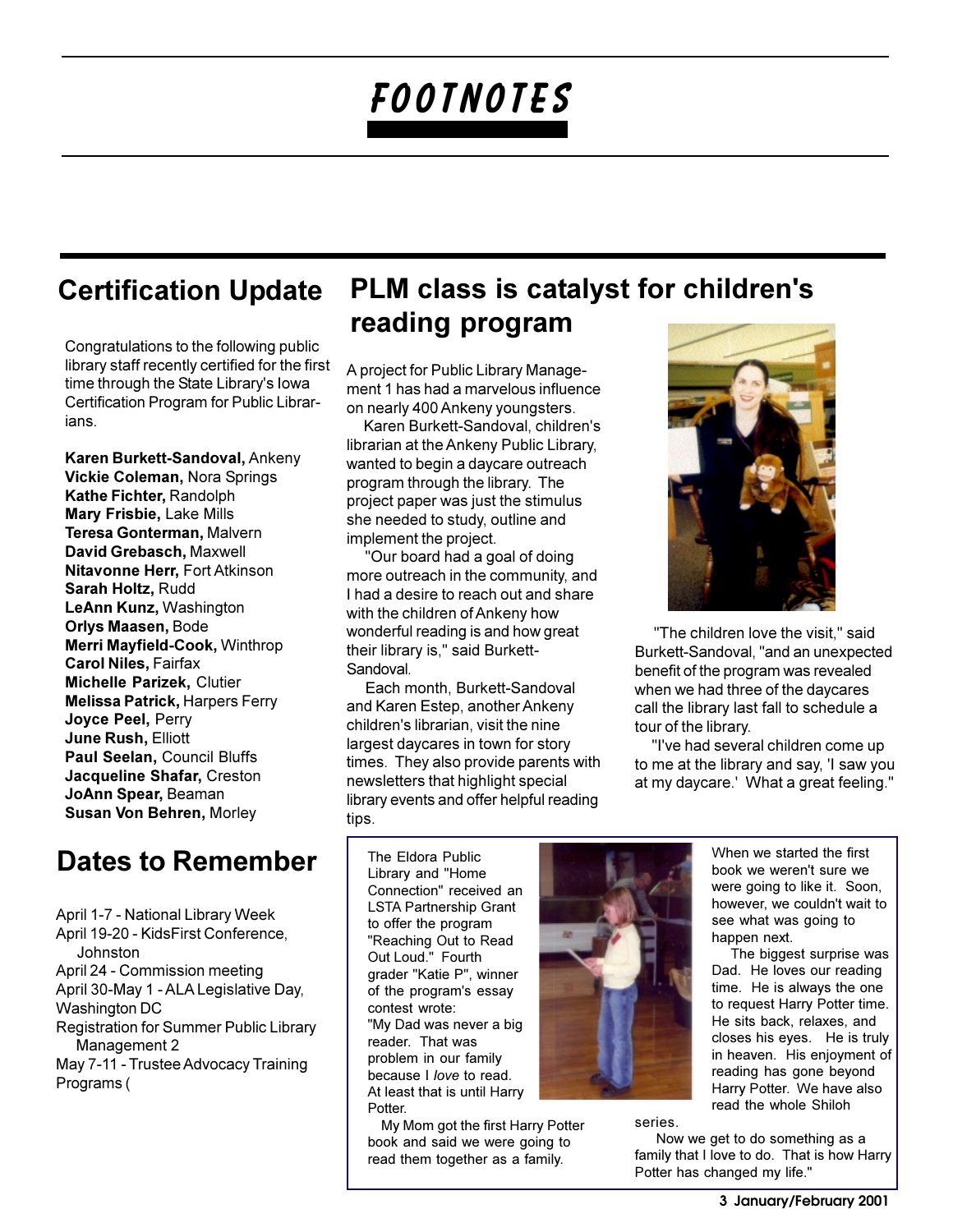# FOOTNOTES

## Certification Update

Congratulations to the following public library staff recently certified for the first time through the State Library's Iowa Certification Program for Public Librarians.

**Karen Burkett-Sandoval,** Ankeny
**Vickie Coleman,** Nora Springs
**Kathe Fichter,** Randolph
**Mary Frisbie,** Lake Mills
**Teresa Gonterman,** Malvern
**David Grebasch,** Maxwell
**Nitavonne Herr,** Fort Atkinson
**Sarah Holtz,** Rudd
**LeAnn Kunz,** Washington
**Orlys Maasen,** Bode
**Merri Mayfield-Cook,** Winthrop
**Carol Niles,** Fairfax
**Michelle Parizek,** Clutier
**Melissa Patrick,** Harpers Ferry
**Joyce Peel,** Perry
**June Rush,** Elliott
**Paul Seelan,** Council Bluffs
**Jacqueline Shafar,** Creston
**JoAnn Spear,** Beaman
**Susan Von Behren,** Morley

## Dates to Remember

April 1-7 - National Library Week
April 19-20 - KidsFirst Conference, Johnston
April 24 - Commission meeting
April 30-May 1 - ALA Legislative Day, Washington DC
Registration for Summer Public Library Management 2
May 7-11 - Trustee Advocacy Training Programs (

## PLM class is catalyst for children's reading program

A project for Public Library Management 1 has had a marvelous influence on nearly 400 Ankeny youngsters.

Karen Burkett-Sandoval, children's librarian at the Ankeny Public Library, wanted to begin a daycare outreach program through the library. The project paper was just the stimulus she needed to study, outline and implement the project.

"Our board had a goal of doing more outreach in the community, and I had a desire to reach out and share with the children of Ankeny how wonderful reading is and how great their library is," said Burkett-Sandoval.

Each month, Burkett-Sandoval and Karen Estep, another Ankeny children's librarian, visit the nine largest daycares in town for story times. They also provide parents with newsletters that highlight special library events and offer helpful reading tips.

"The children love the visit," said Burkett-Sandoval, "and an unexpected benefit of the program was revealed when we had three of the daycares call the library last fall to schedule a tour of the library.

"I've had several children come up to me at the library and say, 'I saw you at my daycare.' What a great feeling."

The Eldora Public Library and "Home Connection" received an LSTA Partnership Grant to offer the program "Reaching Out to Read Out Loud." Fourth grader "Katie P", winner of the program's essay contest wrote:

"My Dad was never a big reader. That was problem in our family because I *love* to read. At least that is until Harry Potter.

My Mom got the first Harry Potter book and said we were going to read them together as a family. When we started the first book we weren't sure we were going to like it. Soon, however, we couldn't wait to see what was going to happen next.

The biggest surprise was Dad. He loves our reading time. He is always the one to request Harry Potter time. He sits back, relaxes, and closes his eyes. He is truly in heaven. His enjoyment of reading has gone beyond Harry Potter. We have also read the whole Shiloh series.

Now we get to do something as a family that I love to do. That is how Harry Potter has changed my life."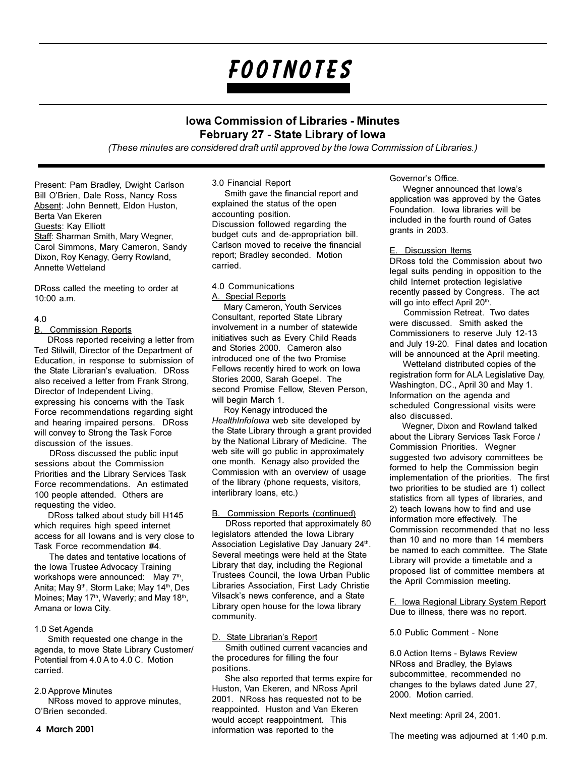# FOOTNOTES

## Iowa Commission of Libraries - Minutes
## February 27 - State Library of Iowa

*(These minutes are considered draft until approved by the Iowa Commission of Libraries.)*

Present: Pam Bradley, Dwight Carlson Bill O'Brien, Dale Ross, Nancy Ross
Absent: John Bennett, Eldon Huston, Berta Van Ekeren
Guests: Kay Elliott
Staff: Sharman Smith, Mary Wegner, Carol Simmons, Mary Cameron, Sandy Dixon, Roy Kenagy, Gerry Rowland, Annette Wetteland

DRoss called the meeting to order at 10:00 a.m.

4.0

B. Commission Reports

DRoss reported receiving a letter from Ted Stilwill, Director of the Department of Education, in response to submission of the State Librarian's evaluation. DRoss also received a letter from Frank Strong, Director of Independent Living, expressing his concerns with the Task Force recommendations regarding sight and hearing impaired persons. DRoss will convey to Strong the Task Force discussion of the issues.

DRoss discussed the public input sessions about the Commission Priorities and the Library Services Task Force recommendations. An estimated 100 people attended. Others are requesting the video.

DRoss talked about study bill H145 which requires high speed internet access for all Iowans and is very close to Task Force recommendation #4.

The dates and tentative locations of the Iowa Trustee Advocacy Training workshops were announced: May 7th, Anita; May 9th, Storm Lake; May 14th, Des Moines; May 17th, Waverly; and May 18th, Amana or Iowa City.

1.0 Set Agenda

Smith requested one change in the agenda, to move State Library Customer/ Potential from 4.0 A to 4.0 C. Motion carried.

2.0 Approve Minutes

NRoss moved to approve minutes, O'Brien seconded.

3.0 Financial Report

Smith gave the financial report and explained the status of the open accounting position.
Discussion followed regarding the budget cuts and de-appropriation bill. Carlson moved to receive the financial report; Bradley seconded. Motion carried.

4.0 Communications

A. Special Reports

Mary Cameron, Youth Services Consultant, reported State Library involvement in a number of statewide initiatives such as Every Child Reads and Stories 2000. Cameron also introduced one of the two Promise Fellows recently hired to work on Iowa Stories 2000, Sarah Goepel. The second Promise Fellow, Steven Person, will begin March 1.

Roy Kenagy introduced the *HealthInfoIowa* web site developed by the State Library through a grant provided by the National Library of Medicine. The web site will go public in approximately one month. Kenagy also provided the Commission with an overview of usage of the library (phone requests, visitors, interlibrary loans, etc.)

B. Commission Reports (continued)

DRoss reported that approximately 80 legislators attended the Iowa Library Association Legislative Day January 24th. Several meetings were held at the State Library that day, including the Regional Trustees Council, the Iowa Urban Public Libraries Association, First Lady Christie Vilsack's news conference, and a State Library open house for the Iowa library community.

D. State Librarian's Report

Smith outlined current vacancies and the procedures for filling the four positions.

She also reported that terms expire for Huston, Van Ekeren, and NRoss April 2001. NRoss has requested not to be reappointed. Huston and Van Ekeren would accept reappointment. This information was reported to the Governor's Office.

Wegner announced that Iowa's application was approved by the Gates Foundation. Iowa libraries will be included in the fourth round of Gates grants in 2003.

E. Discussion Items

DRoss told the Commission about two legal suits pending in opposition to the child Internet protection legislative recently passed by Congress. The act will go into effect April 20th.

Commission Retreat. Two dates were discussed. Smith asked the Commissioners to reserve July 12-13 and July 19-20. Final dates and location will be announced at the April meeting.

Wetteland distributed copies of the registration form for ALA Legislative Day, Washington, DC., April 30 and May 1. Information on the agenda and scheduled Congressional visits were also discussed.

Wegner, Dixon and Rowland talked about the Library Services Task Force / Commission Priorities. Wegner suggested two advisory committees be formed to help the Commission begin implementation of the priorities. The first two priorities to be studied are 1) collect statistics from all types of libraries, and 2) teach Iowans how to find and use information more effectively. The Commission recommended that no less than 10 and no more than 14 members be named to each committee. The State Library will provide a timetable and a proposed list of committee members at the April Commission meeting.

F. Iowa Regional Library System Report

Due to illness, there was no report.

5.0 Public Comment - None

6.0 Action Items - Bylaws Review

NRoss and Bradley, the Bylaws subcommittee, recommended no changes to the bylaws dated June 27, 2000. Motion carried.

Next meeting: April 24, 2001.

The meeting was adjourned at 1:40 p.m.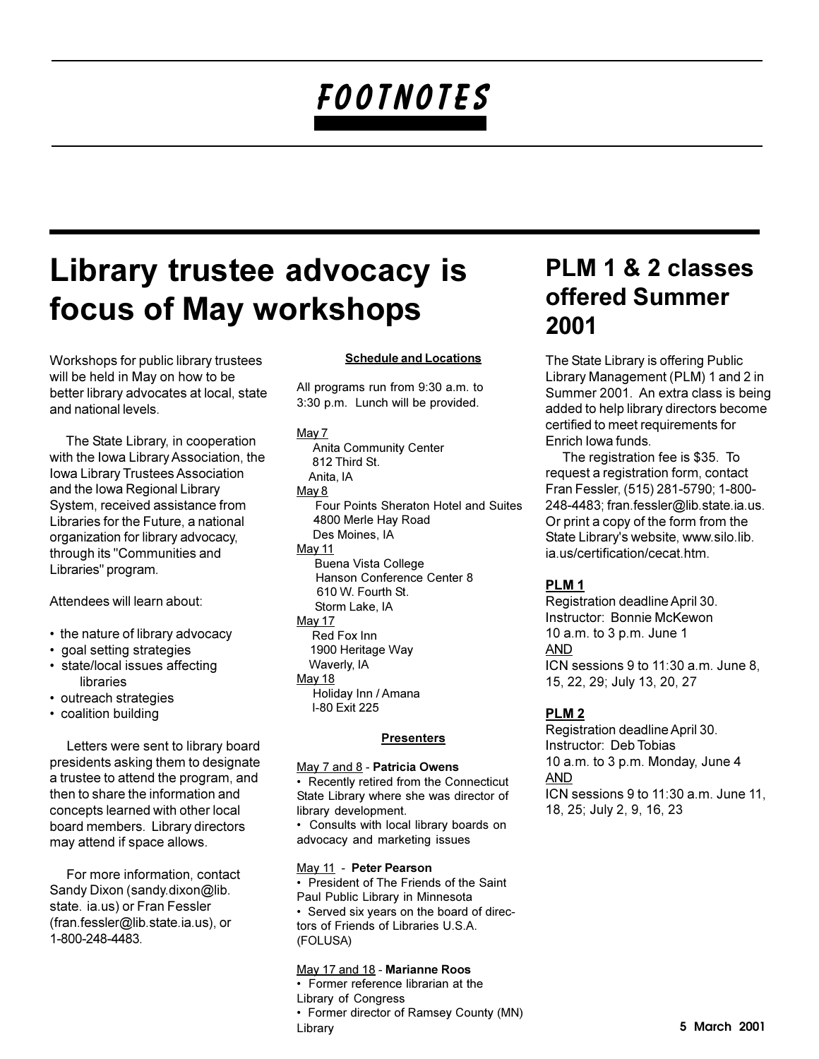# FOOTNOTES

# Library trustee advocacy is focus of May workshops

Workshops for public library trustees will be held in May on how to be better library advocates at local, state and national levels.

The State Library, in cooperation with the Iowa Library Association, the Iowa Library Trustees Association and the Iowa Regional Library System, received assistance from Libraries for the Future, a national organization for library advocacy, through its "Communities and Libraries" program.

Attendees will learn about:

- the nature of library advocacy
- goal setting strategies
- state/local issues affecting libraries
- outreach strategies
- coalition building

Letters were sent to library board presidents asking them to designate a trustee to attend the program, and then to share the information and concepts learned with other local board members. Library directors may attend if space allows.

For more information, contact Sandy Dixon (sandy.dixon@lib.state.ia.us) or Fran Fessler (fran.fessler@lib.state.ia.us), or 1-800-248-4483.

**Schedule and Locations**

All programs run from 9:30 a.m. to 3:30 p.m. Lunch will be provided.

May 7
Anita Community Center
812 Third St.
Anita, IA

May 8
Four Points Sheraton Hotel and Suites
4800 Merle Hay Road
Des Moines, IA

May 11
Buena Vista College
Hanson Conference Center 8
610 W. Fourth St.
Storm Lake, IA

May 17
Red Fox Inn
1900 Heritage Way
Waverly, IA

May 18
Holiday Inn / Amana
I-80 Exit 225

**Presenters**

May 7 and 8 - **Patricia Owens**
- Recently retired from the Connecticut State Library where she was director of library development.
- Consults with local library boards on advocacy and marketing issues

May 11 - **Peter Pearson**
- President of The Friends of the Saint Paul Public Library in Minnesota
- Served six years on the board of directors of Friends of Libraries U.S.A. (FOLUSA)

May 17 and 18 - **Marianne Roos**
- Former reference librarian at the Library of Congress
- Former director of Ramsey County (MN) Library

# PLM 1 & 2 classes offered Summer 2001

The State Library is offering Public Library Management (PLM) 1 and 2 in Summer 2001. An extra class is being added to help library directors become certified to meet requirements for Enrich Iowa funds.

The registration fee is $35. To request a registration form, contact Fran Fessler, (515) 281-5790; 1-800-248-4483; fran.fessler@lib.state.ia.us. Or print a copy of the form from the State Library's website, www.silo.lib.ia.us/certification/cecat.htm.

**PLM 1**
Registration deadline April 30.
Instructor: Bonnie McKewon
10 a.m. to 3 p.m. June 1
AND
ICN sessions 9 to 11:30 a.m. June 8, 15, 22, 29; July 13, 20, 27

**PLM 2**
Registration deadline April 30.
Instructor: Deb Tobias
10 a.m. to 3 p.m. Monday, June 4
AND
ICN sessions 9 to 11:30 a.m. June 11, 18, 25; July 2, 9, 16, 23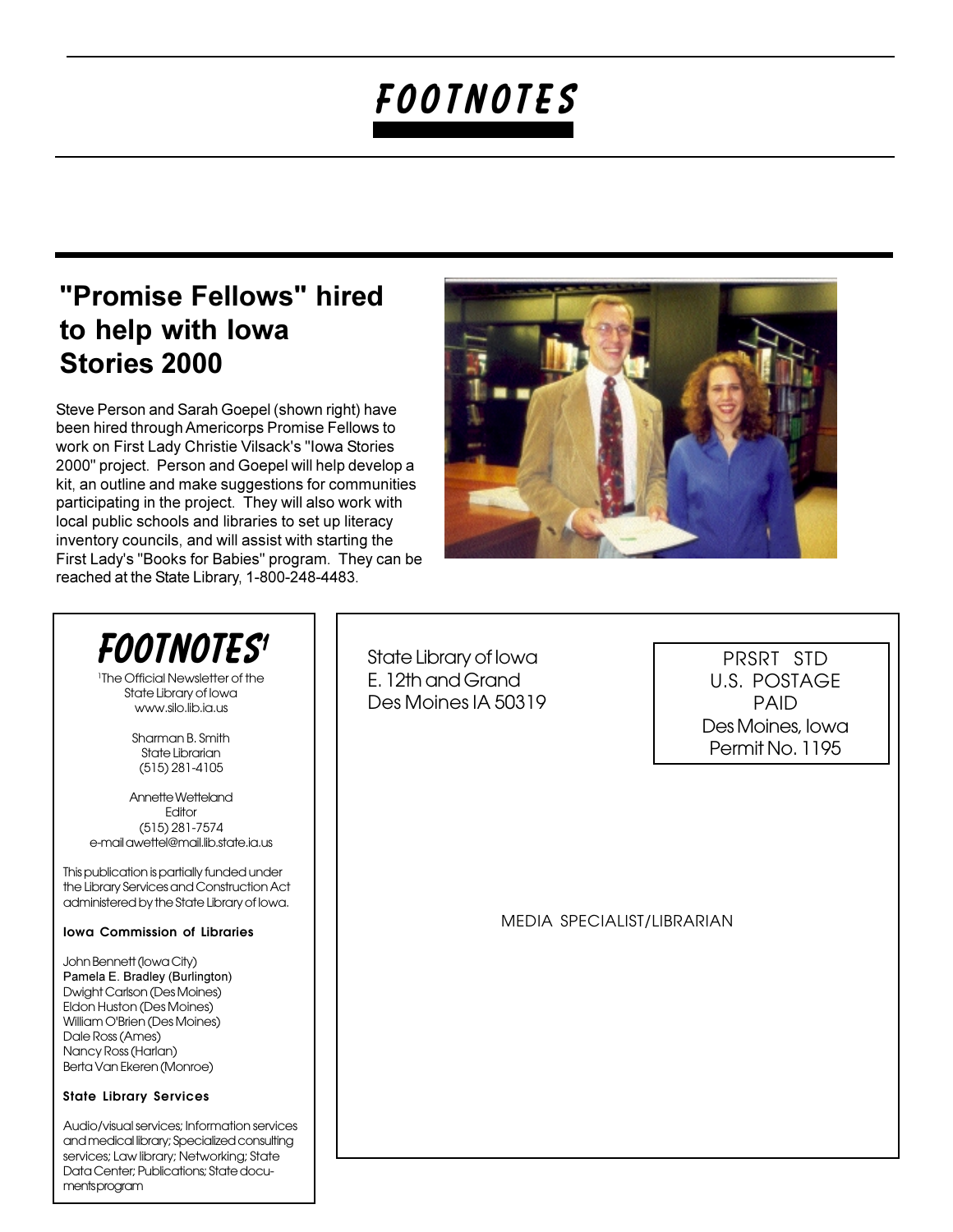# FOOTNOTES

## "Promise Fellows" hired to help with Iowa Stories 2000

Steve Person and Sarah Goepel (shown right) have been hired through Americorps Promise Fellows to work on First Lady Christie Vilsack's "Iowa Stories 2000" project. Person and Goepel will help develop a kit, an outline and make suggestions for communities participating in the project. They will also work with local public schools and libraries to set up literacy inventory councils, and will assist with starting the First Lady's "Books for Babies" program. They can be reached at the State Library, 1-800-248-4483.

---

**FOOTNOTES**[1]

[1]The Official Newsletter of the State Library of Iowa
www.silo.lib.ia.us

Sharman B. Smith
State Librarian
(515) 281-4105

Annette Wetteland
Editor
(515) 281-7574
e-mail awettel@mail.lib.state.ia.us

This publication is partially funded under the Library Services and Construction Act administered by the State Library of Iowa.

**Iowa Commission of Libraries**

John Bennett (Iowa City)
Pamela E. Bradley (Burlington)
Dwight Carlson (Des Moines)
Eldon Huston (Des Moines)
William O'Brien (Des Moines)
Dale Ross (Ames)
Nancy Ross (Harlan)
Berta Van Ekeren (Monroe)

**State Library Services**

Audio/visual services; Information services and medical library; Specialized consulting services; Law library; Networking; State Data Center; Publications; State documents program

---

State Library of Iowa
E. 12th and Grand
Des Moines IA 50319

PRSRT STD
U.S. POSTAGE
PAID
Des Moines, Iowa
Permit No. 1195

MEDIA SPECIALIST/LIBRARIAN